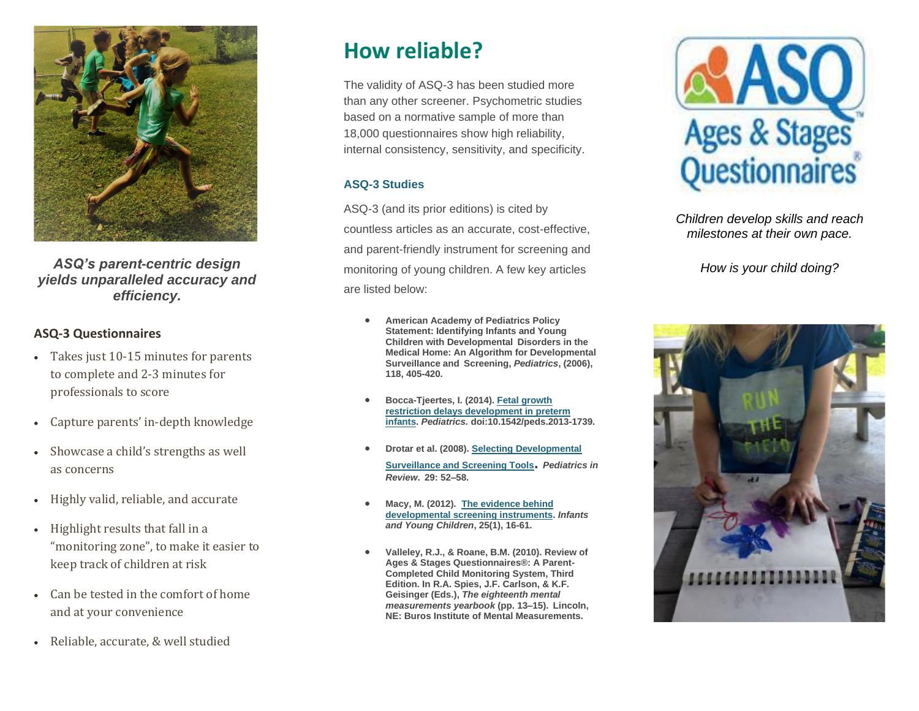*ASQ's parent-centric design yields unparalleled accuracy and efficiency.*

### ASQ-3 Questionnaires

- Takes just 10-15 minutes for parents to complete and 2-3 minutes for professionals to score
- Capture parents' in-depth knowledge
- Showcase a child's strengths as well as concerns
- Highly valid, reliable, and accurate
- Highlight results that fall in a "monitoring zone", to make it easier to keep track of children at risk
- Can be tested in the comfort of home and at your convenience
- Reliable, accurate, & well studied

## How reliable?

The validity of ASQ-3 has been studied more than any other screener. Psychometric studies based on a normative sample of more than 18,000 questionnaires show high reliability, internal consistency, sensitivity, and specificity.

### ASQ-3 Studies

ASQ-3 (and its prior editions) is cited by countless articles as an accurate, cost-effective, and parent-friendly instrument for screening and monitoring of young children. A few key articles are listed below:

- **American Academy of Pediatrics Policy Statement: Identifying Infants and Young Children with Developmental Disorders in the Medical Home: An Algorithm for Developmental Surveillance and Screening, *Pediatrics*, (2006), 118, 405-420.**
- **Bocca-Tjeertes, I. (2014). Fetal growth restriction delays development in preterm infants. *Pediatrics.* doi:10.1542/peds.2013-1739.**
- **Drotar et al. (2008). Selecting Developmental Surveillance and Screening Tools. *Pediatrics in Review*. 29: 52–58.**
- **Macy, M. (2012). The evidence behind developmental screening instruments. *Infants and Young Children*, 25(1), 16-61.**
- **Valleley, R.J., & Roane, B.M. (2010). Review of Ages & Stages Questionnaires®: A Parent-Completed Child Monitoring System, Third Edition. In R.A. Spies, J.F. Carlson, & K.F. Geisinger (Eds.), *The eighteenth mental measurements yearbook* (pp. 13–15). Lincoln, NE: Buros Institute of Mental Measurements.**

# ASQ Ages & Stages Questionnaires®

*Children develop skills and reach milestones at their own pace.*

*How is your child doing?*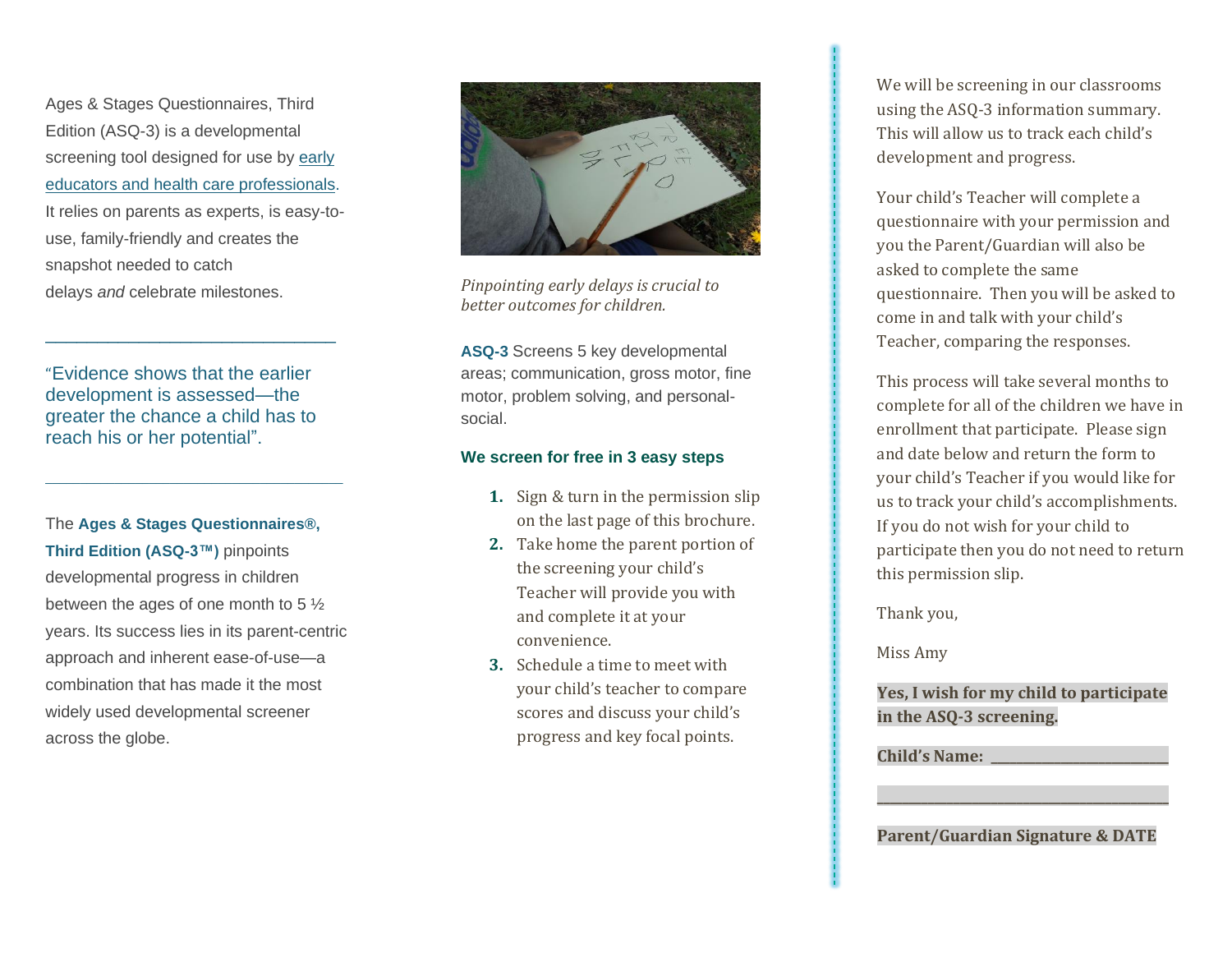Ages & Stages Questionnaires, Third Edition (ASQ-3) is a developmental screening tool designed for use by early educators and health care professionals. It relies on parents as experts, is easy-to-use, family-friendly and creates the snapshot needed to catch delays *and* celebrate milestones.

---

"Evidence shows that the earlier development is assessed—the greater the chance a child has to reach his or her potential".

---

The **Ages & Stages Questionnaires®, Third Edition (ASQ-3™)** pinpoints developmental progress in children between the ages of one month to 5 ½ years. Its success lies in its parent-centric approach and inherent ease-of-use—a combination that has made it the most widely used developmental screener across the globe.

*Pinpointing early delays is crucial to better outcomes for children.*

**ASQ-3** Screens 5 key developmental areas; communication, gross motor, fine motor, problem solving, and personal-social.

**We screen for free in 3 easy steps**

1. Sign & turn in the permission slip on the last page of this brochure.
2. Take home the parent portion of the screening your child's Teacher will provide you with and complete it at your convenience.
3. Schedule a time to meet with your child's teacher to compare scores and discuss your child's progress and key focal points.

We will be screening in our classrooms using the ASQ-3 information summary. This will allow us to track each child's development and progress.

Your child's Teacher will complete a questionnaire with your permission and you the Parent/Guardian will also be asked to complete the same questionnaire. Then you will be asked to come in and talk with your child's Teacher, comparing the responses.

This process will take several months to complete for all of the children we have in enrollment that participate. Please sign and date below and return the form to your child's Teacher if you would like for us to track your child's accomplishments. If you do not wish for your child to participate then you do not need to return this permission slip.

Thank you,

Miss Amy

**Yes, I wish for my child to participate in the ASQ-3 screening.**

**Child's Name: ______________________**

**____________________________________**

**Parent/Guardian Signature & DATE**